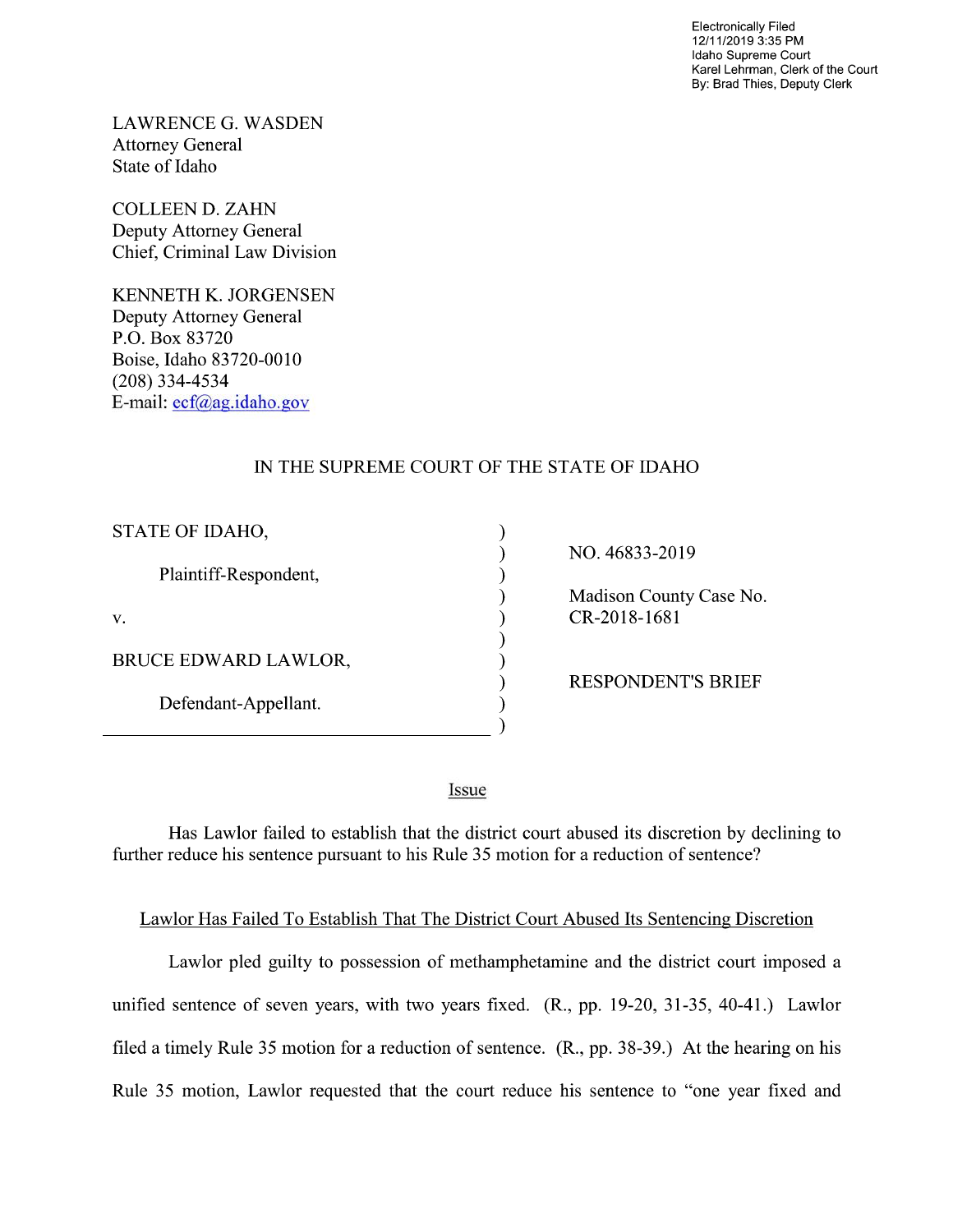Electronically Filed
12/11/2019 3:35 PM
Idaho Supreme Court
Karel Lehrman, Clerk of the Court
By: Brad Thies, Deputy Clerk

LAWRENCE G. WASDEN
Attorney General
State of Idaho

COLLEEN D. ZAHN
Deputy Attorney General
Chief, Criminal Law Division

KENNETH K. JORGENSEN
Deputy Attorney General
P.O. Box 83720
Boise, Idaho 83720-0010
(208) 334-4534
E-mail: ecf@ag.idaho.gov

IN THE SUPREME COURT OF THE STATE OF IDAHO

| | | |
|---|---|---|
| STATE OF IDAHO, | ) | NO. 46833-2019 |
| Plaintiff-Respondent, | ) | |
| | ) | Madison County Case No. |
| v. | ) | CR-2018-1681 |
| | ) | |
| BRUCE EDWARD LAWLOR, | ) | |
| | ) | RESPONDENT'S BRIEF |
| Defendant-Appellant. | ) | |

## Issue

Has Lawlor failed to establish that the district court abused its discretion by declining to further reduce his sentence pursuant to his Rule 35 motion for a reduction of sentence?

## Lawlor Has Failed To Establish That The District Court Abused Its Sentencing Discretion

Lawlor pled guilty to possession of methamphetamine and the district court imposed a unified sentence of seven years, with two years fixed. (R., pp. 19-20, 31-35, 40-41.) Lawlor filed a timely Rule 35 motion for a reduction of sentence. (R., pp. 38-39.) At the hearing on his Rule 35 motion, Lawlor requested that the court reduce his sentence to "one year fixed and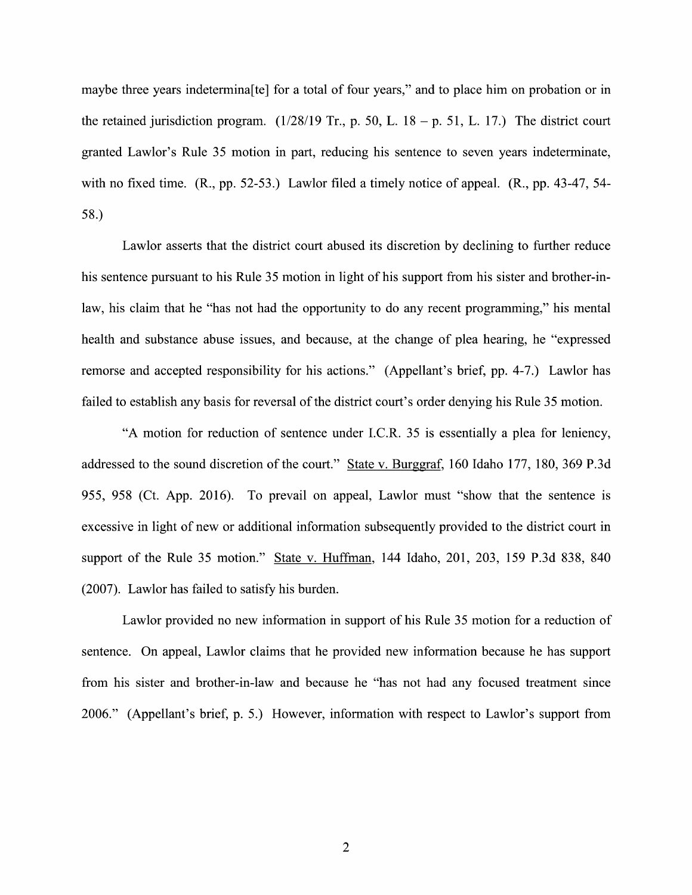maybe three years indetermina[te] for a total of four years," and to place him on probation or in the retained jurisdiction program. (1/28/19 Tr., p. 50, L. 18 – p. 51, L. 17.) The district court granted Lawlor's Rule 35 motion in part, reducing his sentence to seven years indeterminate, with no fixed time. (R., pp. 52-53.) Lawlor filed a timely notice of appeal. (R., pp. 43-47, 54-58.)

Lawlor asserts that the district court abused its discretion by declining to further reduce his sentence pursuant to his Rule 35 motion in light of his support from his sister and brother-in-law, his claim that he "has not had the opportunity to do any recent programming," his mental health and substance abuse issues, and because, at the change of plea hearing, he "expressed remorse and accepted responsibility for his actions." (Appellant's brief, pp. 4-7.) Lawlor has failed to establish any basis for reversal of the district court's order denying his Rule 35 motion.

"A motion for reduction of sentence under I.C.R. 35 is essentially a plea for leniency, addressed to the sound discretion of the court." State v. Burggraf, 160 Idaho 177, 180, 369 P.3d 955, 958 (Ct. App. 2016). To prevail on appeal, Lawlor must "show that the sentence is excessive in light of new or additional information subsequently provided to the district court in support of the Rule 35 motion." State v. Huffman, 144 Idaho, 201, 203, 159 P.3d 838, 840 (2007). Lawlor has failed to satisfy his burden.

Lawlor provided no new information in support of his Rule 35 motion for a reduction of sentence. On appeal, Lawlor claims that he provided new information because he has support from his sister and brother-in-law and because he "has not had any focused treatment since 2006." (Appellant's brief, p. 5.) However, information with respect to Lawlor's support from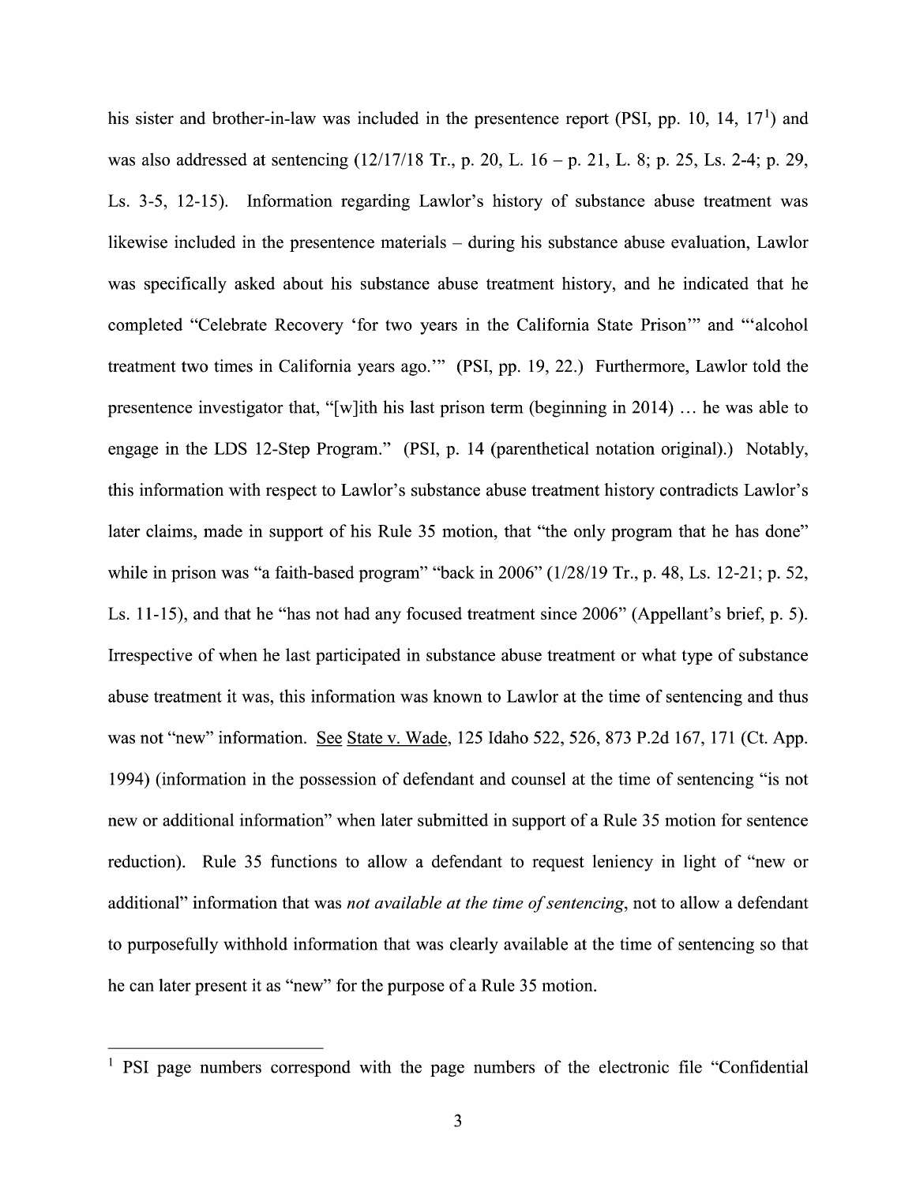his sister and brother-in-law was included in the presentence report (PSI, pp. 10, 14, 17[1]) and was also addressed at sentencing (12/17/18 Tr., p. 20, L. 16 – p. 21, L. 8; p. 25, Ls. 2-4; p. 29, Ls. 3-5, 12-15). Information regarding Lawlor's history of substance abuse treatment was likewise included in the presentence materials – during his substance abuse evaluation, Lawlor was specifically asked about his substance abuse treatment history, and he indicated that he completed "Celebrate Recovery 'for two years in the California State Prison'" and "'alcohol treatment two times in California years ago.'" (PSI, pp. 19, 22.) Furthermore, Lawlor told the presentence investigator that, "[w]ith his last prison term (beginning in 2014) … he was able to engage in the LDS 12-Step Program." (PSI, p. 14 (parenthetical notation original).) Notably, this information with respect to Lawlor's substance abuse treatment history contradicts Lawlor's later claims, made in support of his Rule 35 motion, that "the only program that he has done" while in prison was "a faith-based program" "back in 2006" (1/28/19 Tr., p. 48, Ls. 12-21; p. 52, Ls. 11-15), and that he "has not had any focused treatment since 2006" (Appellant's brief, p. 5). Irrespective of when he last participated in substance abuse treatment or what type of substance abuse treatment it was, this information was known to Lawlor at the time of sentencing and thus was not "new" information. See State v. Wade, 125 Idaho 522, 526, 873 P.2d 167, 171 (Ct. App. 1994) (information in the possession of defendant and counsel at the time of sentencing "is not new or additional information" when later submitted in support of a Rule 35 motion for sentence reduction). Rule 35 functions to allow a defendant to request leniency in light of "new or additional" information that was *not available at the time of sentencing*, not to allow a defendant to purposefully withhold information that was clearly available at the time of sentencing so that he can later present it as "new" for the purpose of a Rule 35 motion.

---

[1] PSI page numbers correspond with the page numbers of the electronic file "Confidential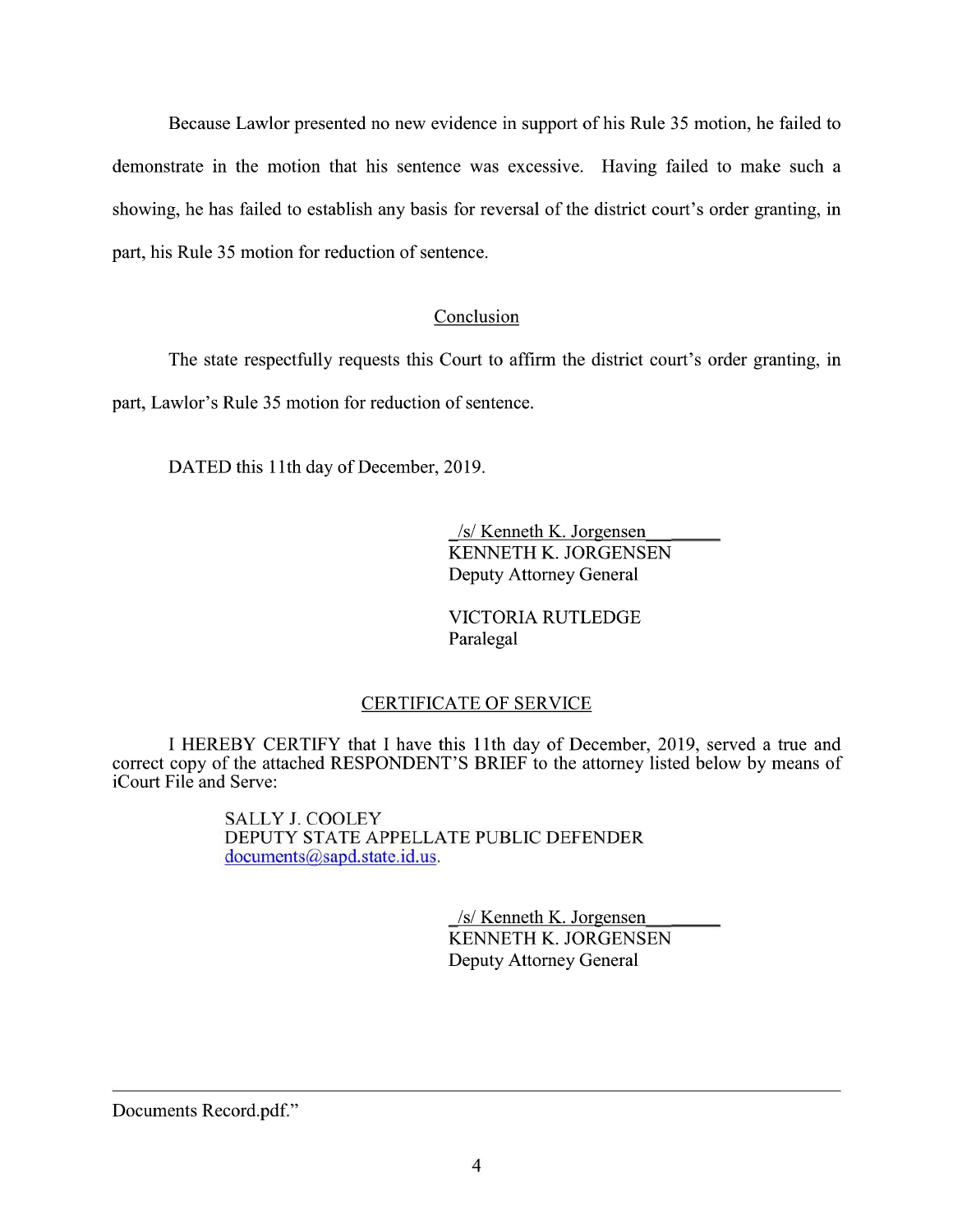Because Lawlor presented no new evidence in support of his Rule 35 motion, he failed to demonstrate in the motion that his sentence was excessive. Having failed to make such a showing, he has failed to establish any basis for reversal of the district court's order granting, in part, his Rule 35 motion for reduction of sentence.

## Conclusion

The state respectfully requests this Court to affirm the district court's order granting, in part, Lawlor's Rule 35 motion for reduction of sentence.

DATED this 11th day of December, 2019.

/s/ Kenneth K. Jorgensen
KENNETH K. JORGENSEN
Deputy Attorney General

VICTORIA RUTLEDGE
Paralegal

## CERTIFICATE OF SERVICE

I HEREBY CERTIFY that I have this 11th day of December, 2019, served a true and correct copy of the attached RESPONDENT'S BRIEF to the attorney listed below by means of iCourt File and Serve:

SALLY J. COOLEY
DEPUTY STATE APPELLATE PUBLIC DEFENDER
documents@sapd.state.id.us.

/s/ Kenneth K. Jorgensen
KENNETH K. JORGENSEN
Deputy Attorney General

---

Documents Record.pdf."